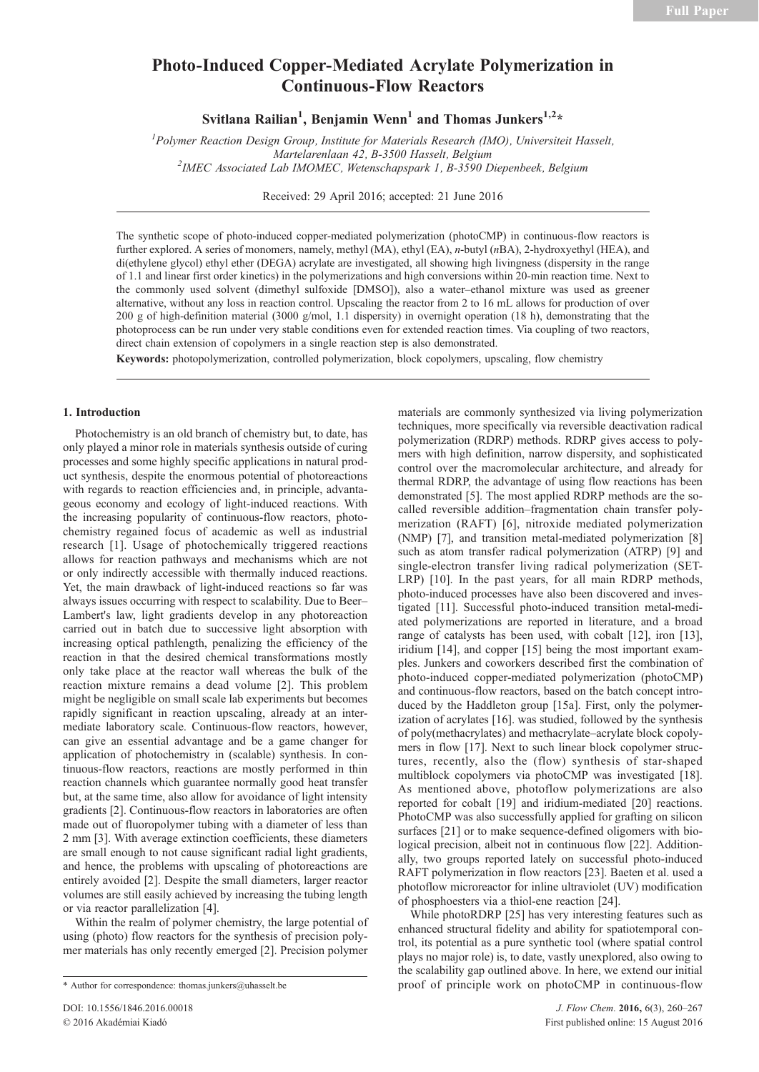# Photo-Induced Copper-Mediated Acrylate Polymerization in Continuous-Flow Reactors

**Svitlana Railian[1], Benjamin Wenn[1] and Thomas Junkers[1,2]***

[1]*Polymer Reaction Design Group, Institute for Materials Research (IMO), Universiteit Hasselt, Martelarenlaan 42, B-3500 Hasselt, Belgium*
[2]*IMEC Associated Lab IMOMEC, Wetenschapspark 1, B-3590 Diepenbeek, Belgium*

Received: 29 April 2016; accepted: 21 June 2016

The synthetic scope of photo-induced copper-mediated polymerization (photoCMP) in continuous-flow reactors is further explored. A series of monomers, namely, methyl (MA), ethyl (EA), *n*-butyl (*n*BA), 2-hydroxyethyl (HEA), and di(ethylene glycol) ethyl ether (DEGA) acrylate are investigated, all showing high livingness (dispersity in the range of 1.1 and linear first order kinetics) in the polymerizations and high conversions within 20-min reaction time. Next to the commonly used solvent (dimethyl sulfoxide [DMSO]), also a water–ethanol mixture was used as greener alternative, without any loss in reaction control. Upscaling the reactor from 2 to 16 mL allows for production of over 200 g of high-definition material (3000 g/mol, 1.1 dispersity) in overnight operation (18 h), demonstrating that the photoprocess can be run under very stable conditions even for extended reaction times. Via coupling of two reactors, direct chain extension of copolymers in a single reaction step is also demonstrated.

**Keywords:** photopolymerization, controlled polymerization, block copolymers, upscaling, flow chemistry

## 1. Introduction

Photochemistry is an old branch of chemistry but, to date, has only played a minor role in materials synthesis outside of curing processes and some highly specific applications in natural product synthesis, despite the enormous potential of photoreactions with regards to reaction efficiencies and, in principle, advantageous economy and ecology of light-induced reactions. With the increasing popularity of continuous-flow reactors, photochemistry regained focus of academic as well as industrial research [1]. Usage of photochemically triggered reactions allows for reaction pathways and mechanisms which are not or only indirectly accessible with thermally induced reactions. Yet, the main drawback of light-induced reactions so far was always issues occurring with respect to scalability. Due to Beer–Lambert's law, light gradients develop in any photoreaction carried out in batch due to successive light absorption with increasing optical pathlength, penalizing the efficiency of the reaction in that the desired chemical transformations mostly only take place at the reactor wall whereas the bulk of the reaction mixture remains a dead volume [2]. This problem might be negligible on small scale lab experiments but becomes rapidly significant in reaction upscaling, already at an intermediate laboratory scale. Continuous-flow reactors, however, can give an essential advantage and be a game changer for application of photochemistry in (scalable) synthesis. In continuous-flow reactors, reactions are mostly performed in thin reaction channels which guarantee normally good heat transfer but, at the same time, also allow for avoidance of light intensity gradients [2]. Continuous-flow reactors in laboratories are often made out of fluoropolymer tubing with a diameter of less than 2 mm [3]. With average extinction coefficients, these diameters are small enough to not cause significant radial light gradients, and hence, the problems with upscaling of photoreactions are entirely avoided [2]. Despite the small diameters, larger reactor volumes are still easily achieved by increasing the tubing length or via reactor parallelization [4].

Within the realm of polymer chemistry, the large potential of using (photo) flow reactors for the synthesis of precision polymer materials has only recently emerged [2]. Precision polymer materials are commonly synthesized via living polymerization techniques, more specifically via reversible deactivation radical polymerization (RDRP) methods. RDRP gives access to polymers with high definition, narrow dispersity, and sophisticated control over the macromolecular architecture, and already for thermal RDRP, the advantage of using flow reactions has been demonstrated [5]. The most applied RDRP methods are the so-called reversible addition–fragmentation chain transfer polymerization (RAFT) [6], nitroxide mediated polymerization (NMP) [7], and transition metal-mediated polymerization [8] such as atom transfer radical polymerization (ATRP) [9] and single-electron transfer living radical polymerization (SET-LRP) [10]. In the past years, for all main RDRP methods, photo-induced processes have also been discovered and investigated [11]. Successful photo-induced transition metal-mediated polymerizations are reported in literature, and a broad range of catalysts has been used, with cobalt [12], iron [13], iridium [14], and copper [15] being the most important examples. Junkers and coworkers described first the combination of photo-induced copper-mediated polymerization (photoCMP) and continuous-flow reactors, based on the batch concept introduced by the Haddleton group [15a]. First, only the polymerization of acrylates [16]. was studied, followed by the synthesis of poly(methacrylates) and methacrylate–acrylate block copolymers in flow [17]. Next to such linear block copolymer structures, recently, also the (flow) synthesis of star-shaped multiblock copolymers via photoCMP was investigated [18]. As mentioned above, photoflow polymerizations are also reported for cobalt [19] and iridium-mediated [20] reactions. PhotoCMP was also successfully applied for grafting on silicon surfaces [21] or to make sequence-defined oligomers with biological precision, albeit not in continuous flow [22]. Additionally, two groups reported lately on successful photo-induced RAFT polymerization in flow reactors [23]. Baeten et al. used a photoflow microreactor for inline ultraviolet (UV) modification of phosphoesters via a thiol-ene reaction [24].

While photoRDRP [25] has very interesting features such as enhanced structural fidelity and ability for spatiotemporal control, its potential as a pure synthetic tool (where spatial control plays no major role) is, to date, vastly unexplored, also owing to the scalability gap outlined above. In here, we extend our initial proof of principle work on photoCMP in continuous-flow

* Author for correspondence: thomas.junkers@uhasselt.be

DOI: 10.1556/1846.2016.00018
© 2016 Akadémiai Kiadó

First published online: 15 August 2016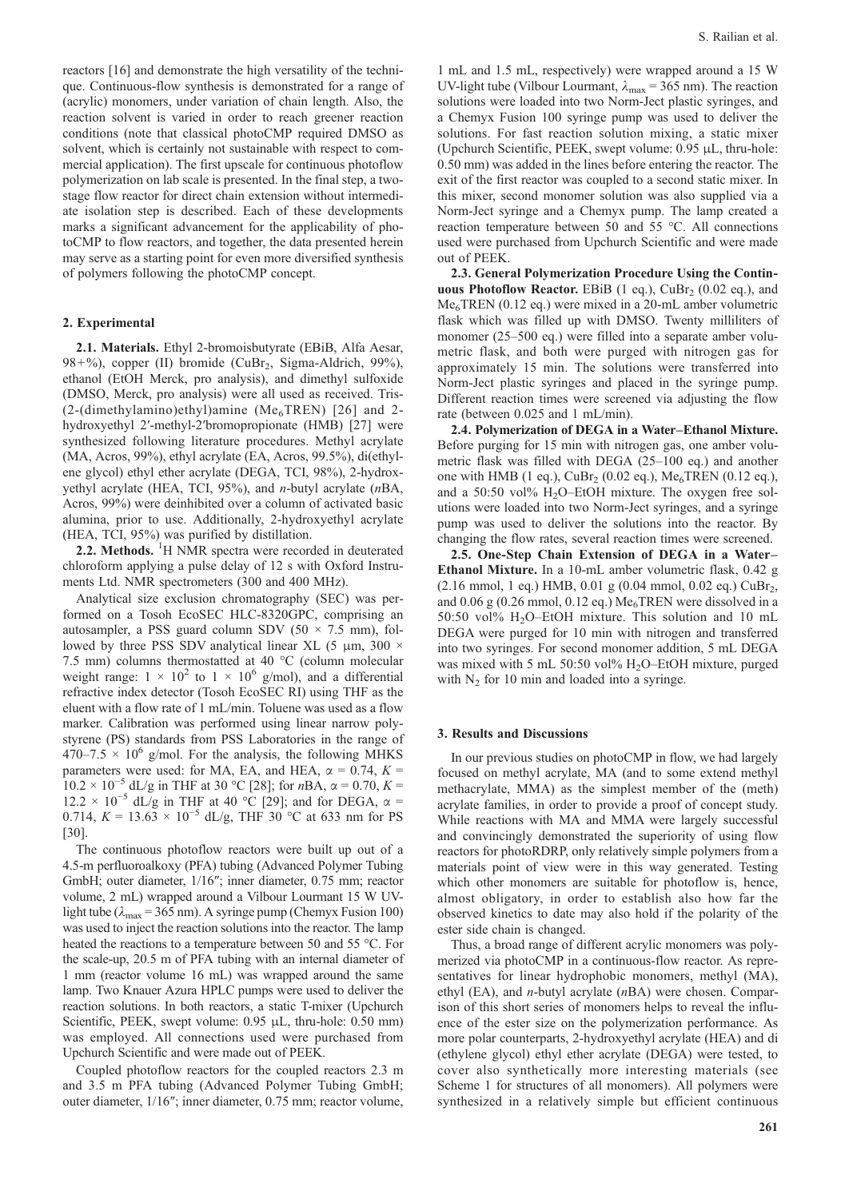reactors [16] and demonstrate the high versatility of the technique. Continuous-flow synthesis is demonstrated for a range of (acrylic) monomers, under variation of chain length. Also, the reaction solvent is varied in order to reach greener reaction conditions (note that classical photoCMP required DMSO as solvent, which is certainly not sustainable with respect to commercial application). The first upscale for continuous photoflow polymerization on lab scale is presented. In the final step, a two-stage flow reactor for direct chain extension without intermediate isolation step is described. Each of these developments marks a significant advancement for the applicability of photoCMP to flow reactors, and together, the data presented herein may serve as a starting point for even more diversified synthesis of polymers following the photoCMP concept.

## 2. Experimental

**2.1. Materials.** Ethyl 2-bromoisbutyrate (EBiB, Alfa Aesar, 98+%), copper (II) bromide ($CuBr_2$, Sigma-Aldrich, 99%), ethanol (EtOH Merck, pro analysis), and dimethyl sulfoxide (DMSO, Merck, pro analysis) were all used as received. Tris-(2-(dimethylamino)ethyl)amine ($Me_6$TREN) [26] and 2-hydroxyethyl 2′-methyl-2′bromopropionate (HMB) [27] were synthesized following literature procedures. Methyl acrylate (MA, Acros, 99%), ethyl acrylate (EA, Acros, 99.5%), di(ethylene glycol) ethyl ether acrylate (DEGA, TCI, 98%), 2-hydroxyethyl acrylate (HEA, TCI, 95%), and *n*-butyl acrylate (*n*BA, Acros, 99%) were deinhibited over a column of activated basic alumina, prior to use. Additionally, 2-hydroxyethyl acrylate (HEA, TCI, 95%) was purified by distillation.

**2.2. Methods.** $^1$H NMR spectra were recorded in deuterated chloroform applying a pulse delay of 12 s with Oxford Instruments Ltd. NMR spectrometers (300 and 400 MHz).

Analytical size exclusion chromatography (SEC) was performed on a Tosoh EcoSEC HLC-8320GPC, comprising an autosampler, a PSS guard column SDV (50 × 7.5 mm), followed by three PSS SDV analytical linear XL (5 μm, 300 × 7.5 mm) columns thermostatted at 40 °C (column molecular weight range: $1 \times 10^2$ to $1 \times 10^6$ g/mol), and a differential refractive index detector (Tosoh EcoSEC RI) using THF as the eluent with a flow rate of 1 mL/min. Toluene was used as a flow marker. Calibration was performed using linear narrow polystyrene (PS) standards from PSS Laboratories in the range of 470–$7.5 \times 10^6$ g/mol. For the analysis, the following MHKS parameters were used: for MA, EA, and HEA, $\alpha = 0.74$, $K = 10.2 \times 10^{-5}$ dL/g in THF at 30 °C [28]; for *n*BA, $\alpha = 0.70$, $K = 12.2 \times 10^{-5}$ dL/g in THF at 40 °C [29]; and for DEGA, $\alpha = 0.714$, $K = 13.63 \times 10^{-5}$ dL/g, THF 30 °C at 633 nm for PS [30].

The continuous photoflow reactors were built up out of a 4.5-m perfluoroalkoxy (PFA) tubing (Advanced Polymer Tubing GmbH; outer diameter, 1/16″; inner diameter, 0.75 mm; reactor volume, 2 mL) wrapped around a Vilbour Lourmant 15 W UV-light tube ($\lambda_{max}$ = 365 nm). A syringe pump (Chemyx Fusion 100) was used to inject the reaction solutions into the reactor. The lamp heated the reactions to a temperature between 50 and 55 °C. For the scale-up, 20.5 m of PFA tubing with an internal diameter of 1 mm (reactor volume 16 mL) was wrapped around the same lamp. Two Knauer Azura HPLC pumps were used to deliver the reaction solutions. In both reactors, a static T-mixer (Upchurch Scientific, PEEK, swept volume: 0.95 μL, thru-hole: 0.50 mm) was employed. All connections used were purchased from Upchurch Scientific and were made out of PEEK.

Coupled photoflow reactors for the coupled reactors 2.3 m and 3.5 m PFA tubing (Advanced Polymer Tubing GmbH; outer diameter, 1/16″; inner diameter, 0.75 mm; reactor volume, 1 mL and 1.5 mL, respectively) were wrapped around a 15 W UV-light tube (Vilbour Lourmant, $\lambda_{max}$ = 365 nm). The reaction solutions were loaded into two Norm-Ject plastic syringes, and a Chemyx Fusion 100 syringe pump was used to deliver the solutions. For fast reaction solution mixing, a static mixer (Upchurch Scientific, PEEK, swept volume: 0.95 μL, thru-hole: 0.50 mm) was added in the lines before entering the reactor. The exit of the first reactor was coupled to a second static mixer. In this mixer, second monomer solution was also supplied via a Norm-Ject syringe and a Chemyx pump. The lamp created a reaction temperature between 50 and 55 °C. All connections used were purchased from Upchurch Scientific and were made out of PEEK.

**2.3. General Polymerization Procedure Using the Continuous Photoflow Reactor.** EBiB (1 eq.), $CuBr_2$ (0.02 eq.), and $Me_6$TREN (0.12 eq.) were mixed in a 20-mL amber volumetric flask which was filled up with DMSO. Twenty milliliters of monomer (25–500 eq.) were filled into a separate amber volumetric flask, and both were purged with nitrogen gas for approximately 15 min. The solutions were transferred into Norm-Ject plastic syringes and placed in the syringe pump. Different reaction times were screened via adjusting the flow rate (between 0.025 and 1 mL/min).

**2.4. Polymerization of DEGA in a Water–Ethanol Mixture.** Before purging for 15 min with nitrogen gas, one amber volumetric flask was filled with DEGA (25–100 eq.) and another one with HMB (1 eq.), $CuBr_2$ (0.02 eq.), $Me_6$TREN (0.12 eq.), and a 50:50 vol% $H_2O$–EtOH mixture. The oxygen free solutions were loaded into two Norm-Ject syringes, and a syringe pump was used to deliver the solutions into the reactor. By changing the flow rates, several reaction times were screened.

**2.5. One-Step Chain Extension of DEGA in a Water–Ethanol Mixture.** In a 10-mL amber volumetric flask, 0.42 g (2.16 mmol, 1 eq.) HMB, 0.01 g (0.04 mmol, 0.02 eq.) $CuBr_2$, and 0.06 g (0.26 mmol, 0.12 eq.) $Me_6$TREN were dissolved in a 50:50 vol% $H_2O$–EtOH mixture. This solution and 10 mL DEGA were purged for 10 min with nitrogen and transferred into two syringes. For second monomer addition, 5 mL DEGA was mixed with 5 mL 50:50 vol% $H_2O$–EtOH mixture, purged with $N_2$ for 10 min and loaded into a syringe.

## 3. Results and Discussions

In our previous studies on photoCMP in flow, we had largely focused on methyl acrylate, MA (and to some extend methyl methacrylate, MMA) as the simplest member of the (meth) acrylate families, in order to provide a proof of concept study. While reactions with MA and MMA were largely successful and convincingly demonstrated the superiority of using flow reactors for photoRDRP, only relatively simple polymers from a materials point of view were in this way generated. Testing which other monomers are suitable for photoflow is, hence, almost obligatory, in order to establish also how far the observed kinetics to date may also hold if the polarity of the ester side chain is changed.

Thus, a broad range of different acrylic monomers was polymerized via photoCMP in a continuous-flow reactor. As representatives for linear hydrophobic monomers, methyl (MA), ethyl (EA), and *n*-butyl acrylate (*n*BA) were chosen. Comparison of this short series of monomers helps to reveal the influence of the ester size on the polymerization performance. As more polar counterparts, 2-hydroxyethyl acrylate (HEA) and di (ethylene glycol) ethyl ether acrylate (DEGA) were tested, to cover also synthetically more interesting materials (see Scheme 1 for structures of all monomers). All polymers were synthesized in a relatively simple but efficient continuous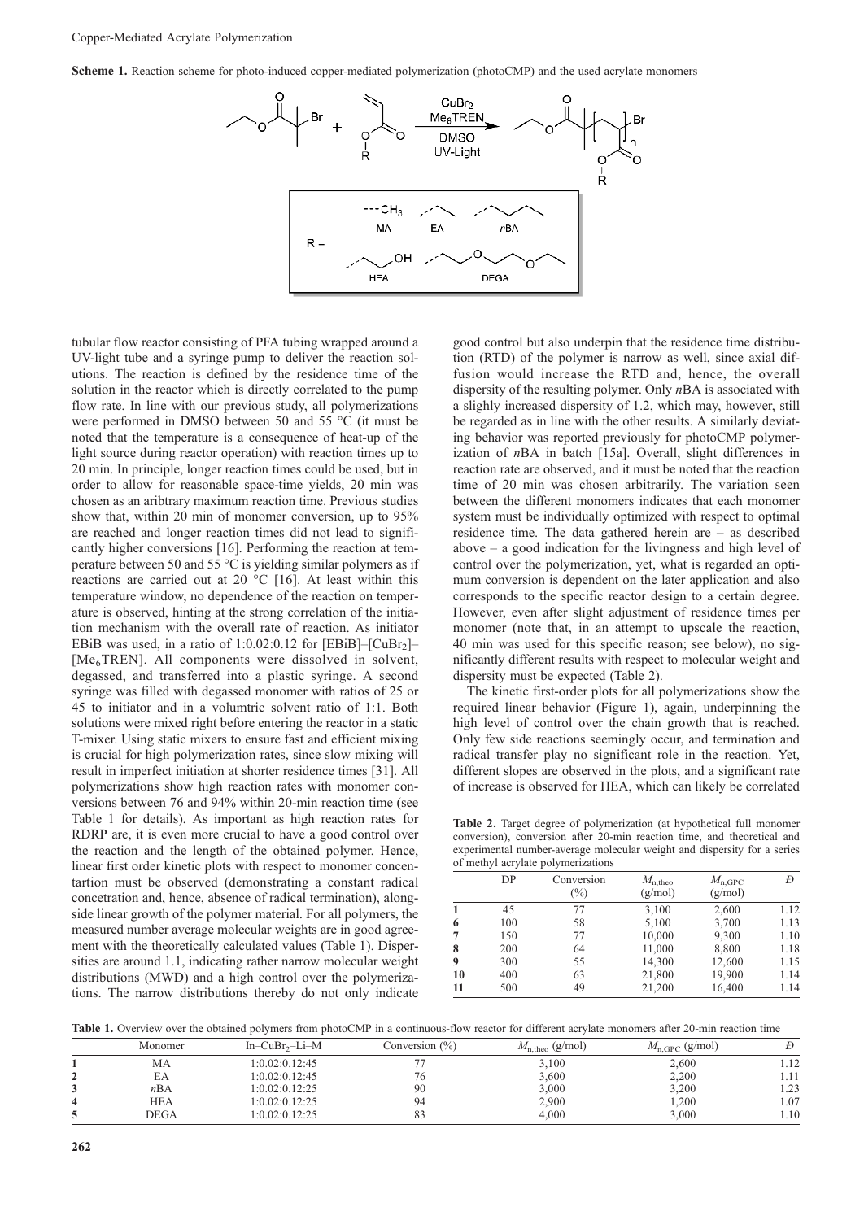**Scheme 1.** Reaction scheme for photo-induced copper-mediated polymerization (photoCMP) and the used acrylate monomers

tubular flow reactor consisting of PFA tubing wrapped around a UV-light tube and a syringe pump to deliver the reaction solutions. The reaction is defined by the residence time of the solution in the reactor which is directly correlated to the pump flow rate. In line with our previous study, all polymerizations were performed in DMSO between 50 and 55 °C (it must be noted that the temperature is a consequence of heat-up of the light source during reactor operation) with reaction times up to 20 min. In principle, longer reaction times could be used, but in order to allow for reasonable space-time yields, 20 min was chosen as an aribtrary maximum reaction time. Previous studies show that, within 20 min of monomer conversion, up to 95% are reached and longer reaction times did not lead to significantly higher conversions [16]. Performing the reaction at temperature between 50 and 55 °C is yielding similar polymers as if reactions are carried out at 20 °C [16]. At least within this temperature window, no dependence of the reaction on temperature is observed, hinting at the strong correlation of the initiation mechanism with the overall rate of reaction. As initiator EBiB was used, in a ratio of 1:0.02:0.12 for [EBiB]–[$CuBr_2$]–[$Me_6$TREN]. All components were dissolved in solvent, degassed, and transferred into a plastic syringe. A second syringe was filled with degassed monomer with ratios of 25 or 45 to initiator and in a volumtric solvent ratio of 1:1. Both solutions were mixed right before entering the reactor in a static T-mixer. Using static mixers to ensure fast and efficient mixing is crucial for high polymerization rates, since slow mixing will result in imperfect initiation at shorter residence times [31]. All polymerizations show high reaction rates with monomer conversions between 76 and 94% within 20-min reaction time (see Table 1 for details). As important as high reaction rates for RDRP are, it is even more crucial to have a good control over the reaction and the length of the obtained polymer. Hence, linear first order kinetic plots with respect to monomer concentartion must be observed (demonstrating a constant radical concetration and, hence, absence of radical termination), alongside linear growth of the polymer material. For all polymers, the measured number average molecular weights are in good agreement with the theoretically calculated values (Table 1). Dispersities are around 1.1, indicating rather narrow molecular weight distributions (MWD) and a high control over the polymerizations. The narrow distributions thereby do not only indicate good control but also underpin that the residence time distribution (RTD) of the polymer is narrow as well, since axial diffusion would increase the RTD and, hence, the overall dispersity of the resulting polymer. Only *n*BA is associated with a slighly increased dispersity of 1.2, which may, however, still be regarded as in line with the other results. A similarly deviating behavior was reported previously for photoCMP polymerization of *n*BA in batch [15a]. Overall, slight differences in reaction rate are observed, and it must be noted that the reaction time of 20 min was chosen arbitrarily. The variation seen between the different monomers indicates that each monomer system must be individually optimized with respect to optimal residence time. The data gathered herein are – as described above – a good indication for the livingness and high level of control over the polymerization, yet, what is regarded an optimum conversion is dependent on the later application and also corresponds to the specific reactor design to a certain degree. However, even after slight adjustment of residence times per monomer (note that, in an attempt to upscale the reaction, 40 min was used for this specific reason; see below), no significantly different results with respect to molecular weight and dispersity must be expected (Table 2).

The kinetic first-order plots for all polymerizations show the required linear behavior (Figure 1), again, underpinning the high level of control over the chain growth that is reached. Only few side reactions seemingly occur, and termination and radical transfer play no significant role in the reaction. Yet, different slopes are observed in the plots, and a significant rate of increase is observed for HEA, which can likely be correlated

**Table 2.** Target degree of polymerization (at hypothetical full monomer conversion), conversion after 20-min reaction time, and theoretical and experimental number-average molecular weight and dispersity for a series of methyl acrylate polymerizations

| | DP | Conversion (%) | $M_{n,theo}$ (g/mol) | $M_{n,GPC}$ (g/mol) | $Đ$ |
|---|---|---|---|---|---|
| **1** | 45 | 77 | 3,100 | 2,600 | 1.12 |
| **6** | 100 | 58 | 5,100 | 3,700 | 1.13 |
| **7** | 150 | 77 | 10,000 | 9,300 | 1.10 |
| **8** | 200 | 64 | 11,000 | 8,800 | 1.18 |
| **9** | 300 | 55 | 14,300 | 12,600 | 1.15 |
| **10** | 400 | 63 | 21,800 | 19,900 | 1.14 |
| **11** | 500 | 49 | 21,200 | 16,400 | 1.14 |

**Table 1.** Overview over the obtained polymers from photoCMP in a continuous-flow reactor for different acrylate monomers after 20-min reaction time

| | Monomer | In–$CuBr_2$–Li–M | Conversion (%) | $M_{n,theo}$ (g/mol) | $M_{n,GPC}$ (g/mol) | $Đ$ |
|---|---|---|---|---|---|---|
| **1** | MA | 1:0.02:0.12:45 | 77 | 3,100 | 2,600 | 1.12 |
| **2** | EA | 1:0.02:0.12:45 | 76 | 3,600 | 2,200 | 1.11 |
| **3** | *n*BA | 1:0.02:0.12:25 | 90 | 3,000 | 3,200 | 1.23 |
| **4** | HEA | 1:0.02:0.12:25 | 94 | 2,900 | 1,200 | 1.07 |
| **5** | DEGA | 1:0.02:0.12:25 | 83 | 4,000 | 3,000 | 1.10 |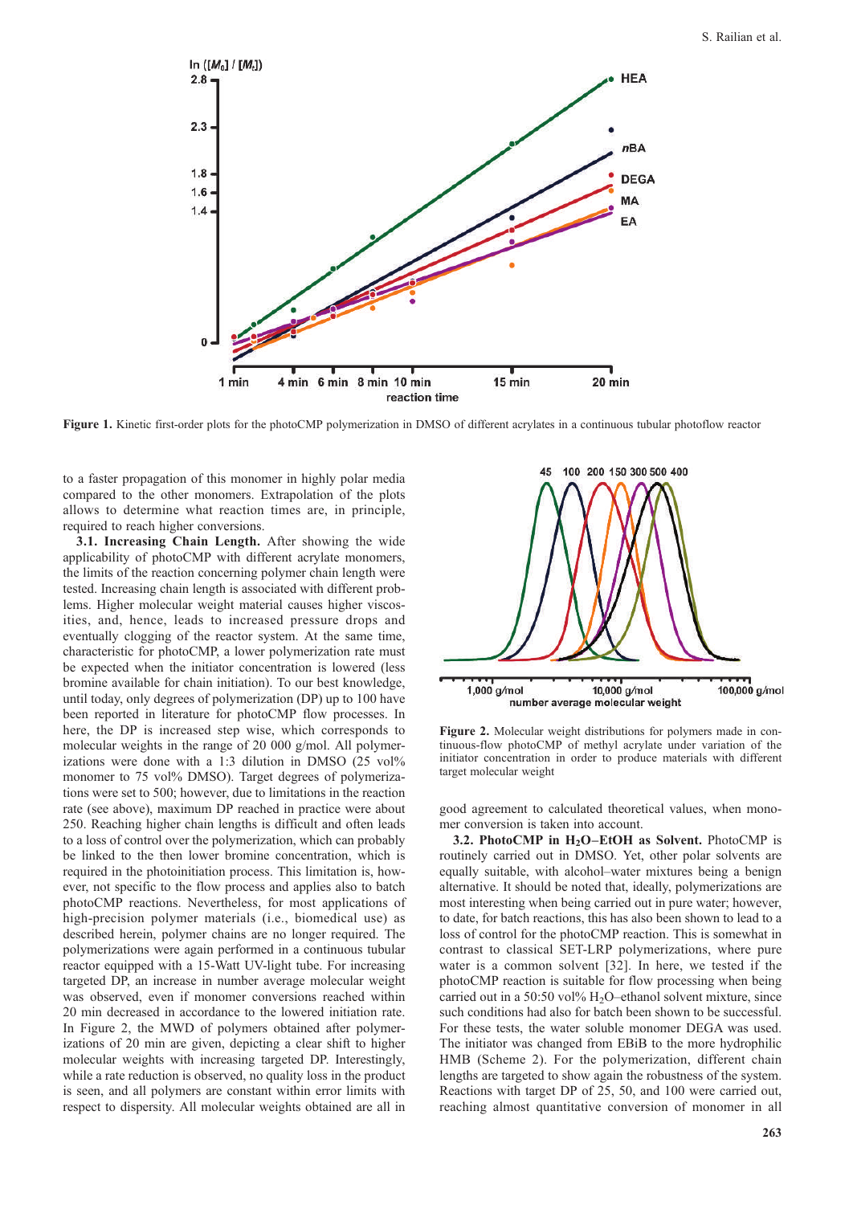Figure 1. Kinetic first-order plots for the photoCMP polymerization in DMSO of different acrylates in a continuous tubular photoflow reactor

to a faster propagation of this monomer in highly polar media compared to the other monomers. Extrapolation of the plots allows to determine what reaction times are, in principle, required to reach higher conversions.

**3.1. Increasing Chain Length.** After showing the wide applicability of photoCMP with different acrylate monomers, the limits of the reaction concerning polymer chain length were tested. Increasing chain length is associated with different problems. Higher molecular weight material causes higher viscosities, and, hence, leads to increased pressure drops and eventually clogging of the reactor system. At the same time, characteristic for photoCMP, a lower polymerization rate must be expected when the initiator concentration is lowered (less bromine available for chain initiation). To our best knowledge, until today, only degrees of polymerization (DP) up to 100 have been reported in literature for photoCMP flow processes. In here, the DP is increased step wise, which corresponds to molecular weights in the range of 20 000 g/mol. All polymerizations were done with a 1:3 dilution in DMSO (25 vol% monomer to 75 vol% DMSO). Target degrees of polymerizations were set to 500; however, due to limitations in the reaction rate (see above), maximum DP reached in practice were about 250. Reaching higher chain lengths is difficult and often leads to a loss of control over the polymerization, which can probably be linked to the then lower bromine concentration, which is required in the photoinitiation process. This limitation is, however, not specific to the flow process and applies also to batch photoCMP reactions. Nevertheless, for most applications of high-precision polymer materials (i.e., biomedical use) as described herein, polymer chains are no longer required. The polymerizations were again performed in a continuous tubular reactor equipped with a 15-Watt UV-light tube. For increasing targeted DP, an increase in number average molecular weight was observed, even if monomer conversions reached within 20 min decreased in accordance to the lowered initiation rate. In Figure 2, the MWD of polymers obtained after polymerizations of 20 min are given, depicting a clear shift to higher molecular weights with increasing targeted DP. Interestingly, while a rate reduction is observed, no quality loss in the product is seen, and all polymers are constant within error limits with respect to dispersity. All molecular weights obtained are all in good agreement to calculated theoretical values, when monomer conversion is taken into account.

Figure 2. Molecular weight distributions for polymers made in continuous-flow photoCMP of methyl acrylate under variation of the initiator concentration in order to produce materials with different target molecular weight

**3.2. PhotoCMP in $H_2O$–EtOH as Solvent.** PhotoCMP is routinely carried out in DMSO. Yet, other polar solvents are equally suitable, with alcohol–water mixtures being a benign alternative. It should be noted that, ideally, polymerizations are most interesting when being carried out in pure water; however, to date, for batch reactions, this has also been shown to lead to a loss of control for the photoCMP reaction. This is somewhat in contrast to classical SET-LRP polymerizations, where pure water is a common solvent [32]. In here, we tested if the photoCMP reaction is suitable for flow processing when being carried out in a 50:50 vol% $H_2O$–ethanol solvent mixture, since such conditions had also for batch been shown to be successful. For these tests, the water soluble monomer DEGA was used. The initiator was changed from EBiB to the more hydrophilic HMB (Scheme 2). For the polymerization, different chain lengths are targeted to show again the robustness of the system. Reactions with target DP of 25, 50, and 100 were carried out, reaching almost quantitative conversion of monomer in all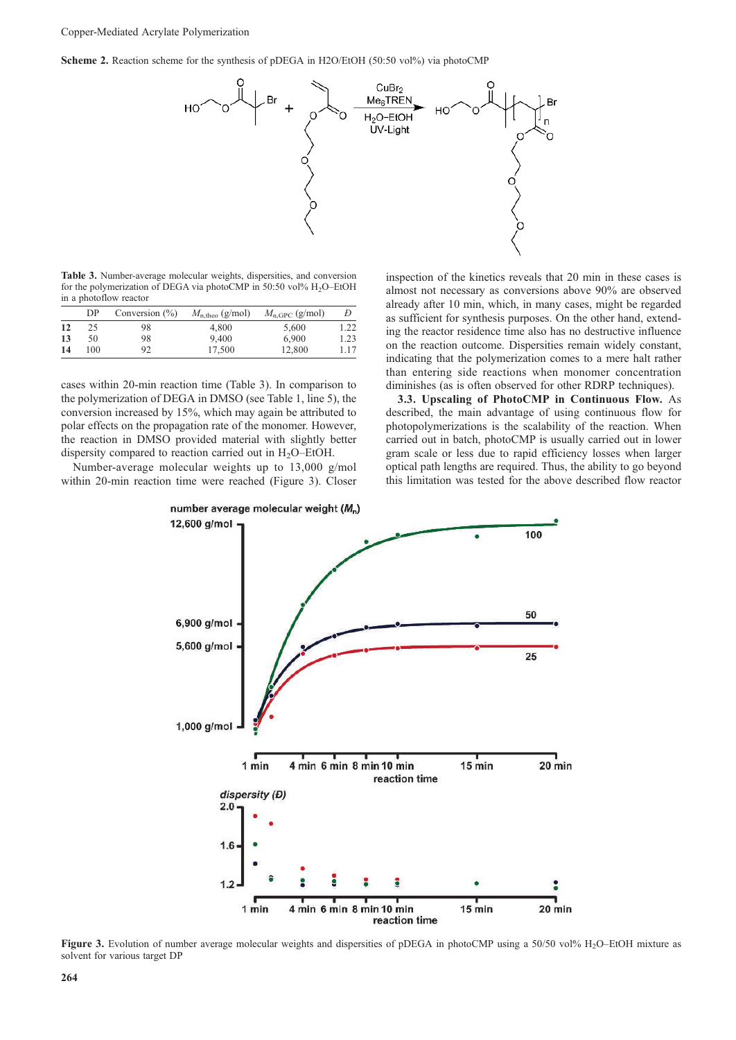**Scheme 2.** Reaction scheme for the synthesis of pDEGA in H2O/EtOH (50:50 vol%) via photoCMP

**Table 3.** Number-average molecular weights, dispersities, and conversion for the polymerization of DEGA via photoCMP in 50:50 vol% $H_2O$–EtOH in a photoflow reactor

| | DP | Conversion (%) | $M_{n,theo}$ (g/mol) | $M_{n,GPC}$ (g/mol) | $Đ$ |
|---|---|---|---|---|---|
| **12** | 25 | 98 | 4,800 | 5,600 | 1.22 |
| **13** | 50 | 98 | 9,400 | 6,900 | 1.23 |
| **14** | 100 | 92 | 17,500 | 12,800 | 1.17 |

cases within 20-min reaction time (Table 3). In comparison to the polymerization of DEGA in DMSO (see Table 1, line 5), the conversion increased by 15%, which may again be attributed to polar effects on the propagation rate of the monomer. However, the reaction in DMSO provided material with slightly better dispersity compared to reaction carried out in $H_2O$–EtOH.

Number-average molecular weights up to 13,000 g/mol within 20-min reaction time were reached (Figure 3). Closer inspection of the kinetics reveals that 20 min in these cases is almost not necessary as conversions above 90% are observed already after 10 min, which, in many cases, might be regarded as sufficient for synthesis purposes. On the other hand, extending the reactor residence time also has no destructive influence on the reaction outcome. Dispersities remain widely constant, indicating that the polymerization comes to a mere halt rather than entering side reactions when monomer concentration diminishes (as is often observed for other RDRP techniques).

**3.3. Upscaling of PhotoCMP in Continuous Flow.** As described, the main advantage of using continuous flow for photopolymerizations is the scalability of the reaction. When carried out in batch, photoCMP is usually carried out in lower gram scale or less due to rapid efficiency losses when larger optical path lengths are required. Thus, the ability to go beyond this limitation was tested for the above described flow reactor

**Figure 3.** Evolution of number average molecular weights and dispersities of pDEGA in photoCMP using a 50/50 vol% $H_2O$–EtOH mixture as solvent for various target DP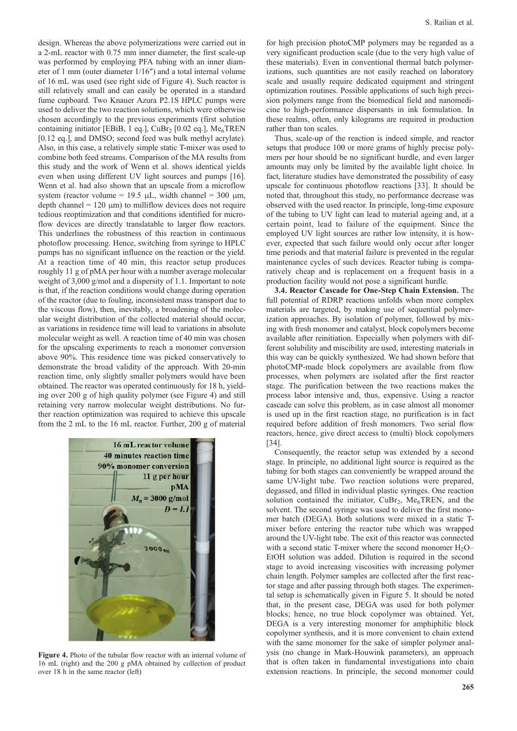design. Whereas the above polymerizations were carried out in a 2-mL reactor with 0.75 mm inner diameter, the first scale-up was performed by employing PFA tubing with an inner diameter of 1 mm (outer diameter 1/16″) and a total internal volume of 16 mL was used (see right side of Figure 4). Such reactor is still relatively small and can easily be operated in a standard fume cupboard. Two Knauer Azura P2.1S HPLC pumps were used to deliver the two reaction solutions, which were otherwise chosen accordingly to the previous experiments (first solution containing initiator [EBiB, 1 eq.], $CuBr_2$ [0.02 eq.], $Me_6$TREN [0.12 eq.], and DMSO; second feed was bulk methyl acrylate). Also, in this case, a relatively simple static T-mixer was used to combine both feed streams. Comparison of the MA results from this study and the work of Wenn et al. shows identical yields even when using different UV light sources and pumps [16]. Wenn et al. had also shown that an upscale from a microflow system (reactor volume = 19.5 μL, width channel = 300 μm, depth channel = 120 μm) to milliflow devices does not require tedious reoptimization and that conditions identified for microflow devices are directly translatable to larger flow reactors. This underlines the robustness of this reaction in continuous photoflow processing. Hence, switching from syringe to HPLC pumps has no significant influence on the reaction or the yield. At a reaction time of 40 min, this reactor setup produces roughly 11 g of pMA per hour with a number average molecular weight of 3,000 g/mol and a dispersity of 1.1. Important to note is that, if the reaction conditions would change during operation of the reactor (due to fouling, inconsistent mass transport due to the viscous flow), then, inevitably, a broadening of the molecular weight distribution of the collected material should occur, as variations in residence time will lead to variations in absolute molecular weight as well. A reaction time of 40 min was chosen for the upscaling experiments to reach a monomer conversion above 90%. This residence time was picked conservatively to demonstrate the broad validity of the approach. With 20-min reaction time, only slightly smaller polymers would have been obtained. The reactor was operated continuously for 18 h, yielding over 200 g of high quality polymer (see Figure 4) and still retaining very narrow molecular weight distributions. No further reaction optimization was required to achieve this upscale from the 2 mL to the 16 mL reactor. Further, 200 g of material for high precision photoCMP polymers may be regarded as a very significant production scale (due to the very high value of these materials). Even in conventional thermal batch polymerizations, such quantities are not easily reached on laboratory scale and usually require dedicated equipment and stringent optimization routines. Possible applications of such high precision polymers range from the biomedical field and nanomedicine to high-performance dispersants in ink formulation. In these realms, often, only kilograms are required in production rather than ton scales.

16 mL reactor volume
40 minutes reaction time
90% monomer conversion
11 g per hour
pMA
$M_n$ = 3000 g/mol
$Đ$ = 1.1

**Figure 4.** Photo of the tubular flow reactor with an internal volume of 16 mL (right) and the 200 g pMA obtained by collection of product over 18 h in the same reactor (left)

Thus, scale-up of the reaction is indeed simple, and reactor setups that produce 100 or more grams of highly precise polymers per hour should be no significant hurdle, and even larger amounts may only be limited by the available light choice. In fact, literature studies have demonstrated the possibility of easy upscale for continuous photoflow reactions [33]. It should be noted that, throughout this study, no performance decrease was observed with the used reactor. In principle, long-time exposure of the tubing to UV light can lead to material ageing and, at a certain point, lead to failure of the equipment. Since the employed UV light sources are rather low intensity, it is however, expected that such failure would only occur after longer time periods and that material failure is prevented in the regular maintenance cycles of such devices. Reactor tubing is comparatively cheap and is replacement on a frequent basis in a production facility would not pose a significant hurdle.

**3.4. Reactor Cascade for One-Step Chain Extension.** The full potential of RDRP reactions unfolds when more complex materials are targeted, by making use of sequential polymerization approaches. By isolation of polymer, followed by mixing with fresh monomer and catalyst, block copolymers become available after reinitiation. Especially when polymers with different solubility and miscibility are used, interesting materials in this way can be quickly synthesized. We had shown before that photoCMP-made block copolymers are available from flow processes, when polymers are isolated after the first reactor stage. The purification between the two reactions makes the process labor intensive and, thus, expensive. Using a reactor cascade can solve this problem, as in case almost all monomer is used up in the first reaction stage, no purification is in fact required before addition of fresh monomers. Two serial flow reactors, hence, give direct access to (multi) block copolymers [34].

Consequently, the reactor setup was extended by a second stage. In principle, no additional light source is required as the tubing for both stages can conveniently be wrapped around the same UV-light tube. Two reaction solutions were prepared, degassed, and filled in individual plastic syringes. One reaction solution contained the initiator, $CuBr_2$, $Me_6$TREN, and the solvent. The second syringe was used to deliver the first monomer batch (DEGA). Both solutions were mixed in a static T-mixer before entering the reactor tube which was wrapped around the UV-light tube. The exit of this reactor was connected with a second static T-mixer where the second monomer $H_2O$–EtOH solution was added. Dilution is required in the second stage to avoid increasing viscosities with increasing polymer chain length. Polymer samples are collected after the first reactor stage and after passing through both stages. The experimental setup is schematically given in Figure 5. It should be noted that, in the present case, DEGA was used for both polymer blocks; hence, no true block copolymer was obtained. Yet, DEGA is a very interesting monomer for amphiphilic block copolymer synthesis, and it is more convenient to chain extend with the same monomer for the sake of simpler polymer analysis (no change in Mark-Houwink parameters), an approach that is often taken in fundamental investigations into chain extension reactions. In principle, the second monomer could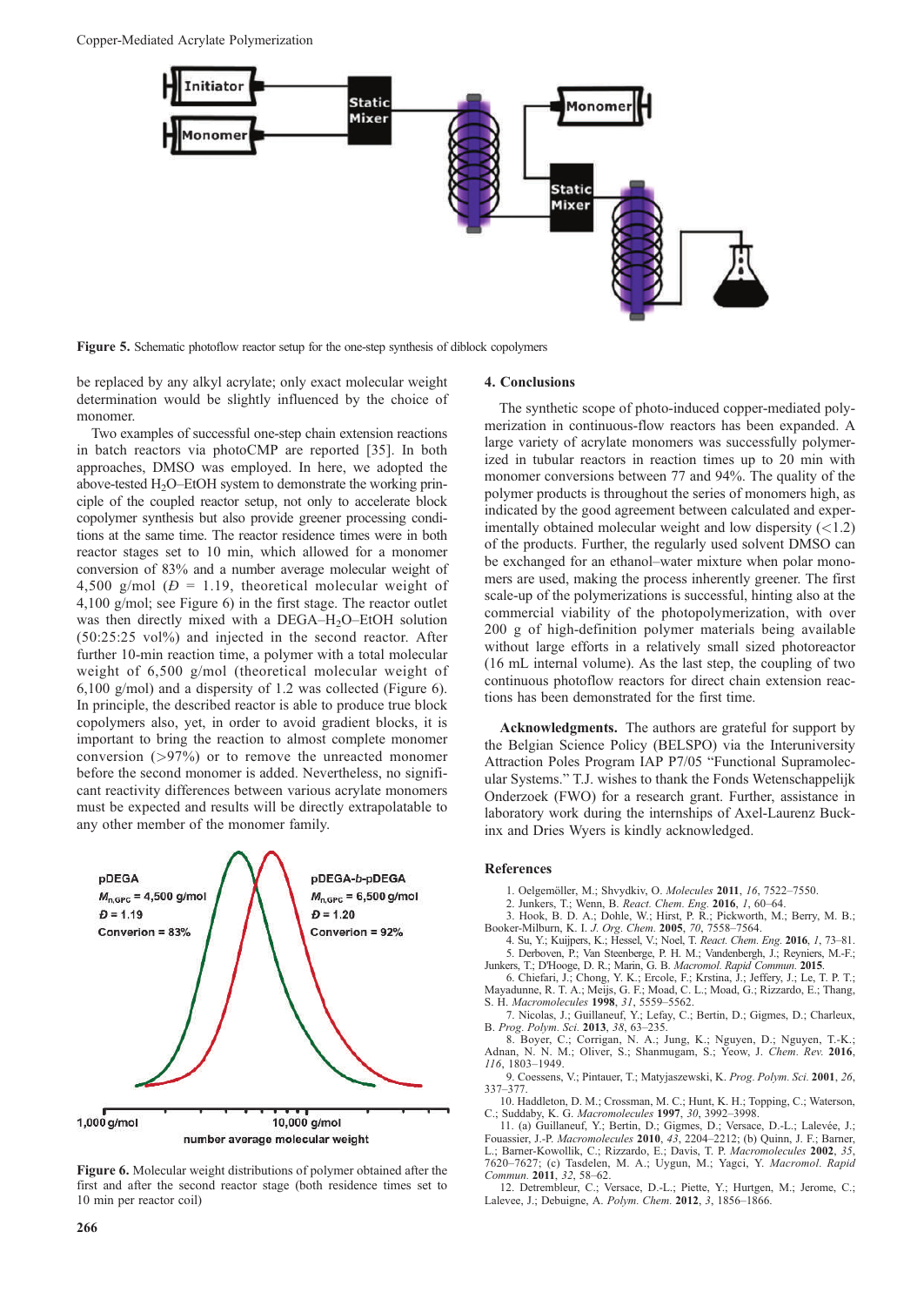Figure 5. Schematic photoflow reactor setup for the one-step synthesis of diblock copolymers

be replaced by any alkyl acrylate; only exact molecular weight determination would be slightly influenced by the choice of monomer.

Two examples of successful one-step chain extension reactions in batch reactors via photoCMP are reported [35]. In both approaches, DMSO was employed. In here, we adopted the above-tested $H_2O$–EtOH system to demonstrate the working principle of the coupled reactor setup, not only to accelerate block copolymer synthesis but also provide greener processing conditions at the same time. The reactor residence times were in both reactor stages set to 10 min, which allowed for a monomer conversion of 83% and a number average molecular weight of 4,500 g/mol ($Đ$ = 1.19, theoretical molecular weight of 4,100 g/mol; see Figure 6) in the first stage. The reactor outlet was then directly mixed with a DEGA–$H_2O$–EtOH solution (50:25:25 vol%) and injected in the second reactor. After further 10-min reaction time, a polymer with a total molecular weight of 6,500 g/mol (theoretical molecular weight of 6,100 g/mol) and a dispersity of 1.2 was collected (Figure 6). In principle, the described reactor is able to produce true block copolymers also, yet, in order to avoid gradient blocks, it is important to bring the reaction to almost complete monomer conversion (>97%) or to remove the unreacted monomer before the second monomer is added. Nevertheless, no significant reactivity differences between various acrylate monomers must be expected and results will be directly extrapolatable to any other member of the monomer family.

Figure 6. Molecular weight distributions of polymer obtained after the first and after the second reactor stage (both residence times set to 10 min per reactor coil)

## 4. Conclusions

The synthetic scope of photo-induced copper-mediated polymerization in continuous-flow reactors has been expanded. A large variety of acrylate monomers was successfully polymerized in tubular reactors in reaction times up to 20 min with monomer conversions between 77 and 94%. The quality of the polymer products is throughout the series of monomers high, as indicated by the good agreement between calculated and experimentally obtained molecular weight and low dispersity (<1.2) of the products. Further, the regularly used solvent DMSO can be exchanged for an ethanol–water mixture when polar monomers are used, making the process inherently greener. The first scale-up of the polymerizations is successful, hinting also at the commercial viability of the photopolymerization, with over 200 g of high-definition polymer materials being available without large efforts in a relatively small sized photoreactor (16 mL internal volume). As the last step, the coupling of two continuous photoflow reactors for direct chain extension reactions has been demonstrated for the first time.

**Acknowledgments.** The authors are grateful for support by the Belgian Science Policy (BELSPO) via the Interuniversity Attraction Poles Program IAP P7/05 "Functional Supramolecular Systems." T.J. wishes to thank the Fonds Wetenschappelijk Onderzoek (FWO) for a research grant. Further, assistance in laboratory work during the internships of Axel-Laurenz Buckinx and Dries Wyers is kindly acknowledged.

## References

1. Oelgemöller, M.; Shvydkiv, O. *Molecules* **2011**, *16*, 7522–7550.
2. Junkers, T.; Wenn, B. *React. Chem. Eng.* **2016**, *1*, 60–64.
3. Hook, B. D. A.; Dohle, W.; Hirst, P. R.; Pickworth, M.; Berry, M. B.; Booker-Milburn, K. I. *J. Org. Chem.* **2005**, *70*, 7558–7564.
4. Su, Y.; Kuijpers, K.; Hessel, V.; Noel, T. *React. Chem. Eng.* **2016**, *1*, 73–81.
5. Derboven, P.; Van Steenberge, P. H. M.; Vandenbergh, J.; Reyniers, M.-F.; Junkers, T.; D'Hooge, D. R.; Marin, G. B. *Macromol. Rapid Commun.* **2015**.
6. Chiefari, J.; Chong, Y. K.; Ercole, F.; Krstina, J.; Jeffery, J.; Le, T. P. T.; Mayadunne, R. T. A.; Meijs, G. F.; Moad, C. L.; Moad, G.; Rizzardo, E.; Thang, S. H. *Macromolecules* **1998**, *31*, 5559–5562.
7. Nicolas, J.; Guillaneuf, Y.; Lefay, C.; Bertin, D.; Gigmes, D.; Charleux, B. *Prog. Polym. Sci.* **2013**, *38*, 63–235.
8. Boyer, C.; Corrigan, N. A.; Jung, K.; Nguyen, D.; Nguyen, T.-K.; Adnan, N. N. M.; Oliver, S.; Shanmugam, S.; Yeow, J. *Chem. Rev.* **2016**, *116*, 1803–1949.
9. Coessens, V.; Pintauer, T.; Matyjaszewski, K. *Prog. Polym. Sci.* **2001**, *26*, 337–377.
10. Haddleton, D. M.; Crossman, M. C.; Hunt, K. H.; Topping, C.; Waterson, C.; Suddaby, K. G. *Macromolecules* **1997**, *30*, 3992–3998.
11. (a) Guillaneuf, Y.; Bertin, D.; Gigmes, D.; Versace, D.-L.; Lalevée, J.; Fouassier, J.-P. *Macromolecules* **2010**, *43*, 2204–2212; (b) Quinn, J. F.; Barner, L.; Barner-Kowollik, C.; Rizzardo, E.; Davis, T. P. *Macromolecules* **2002**, *35*, 7620–7627; (c) Tasdelen, M. A.; Uygun, M.; Yagci, Y. *Macromol. Rapid Commun.* **2011**, *32*, 58–62.
12. Detrembleur, C.; Versace, D.-L.; Piette, Y.; Hurtgen, M.; Jerome, C.; Lalevee, J.; Debuigne, A. *Polym. Chem.* **2012**, *3*, 1856–1866.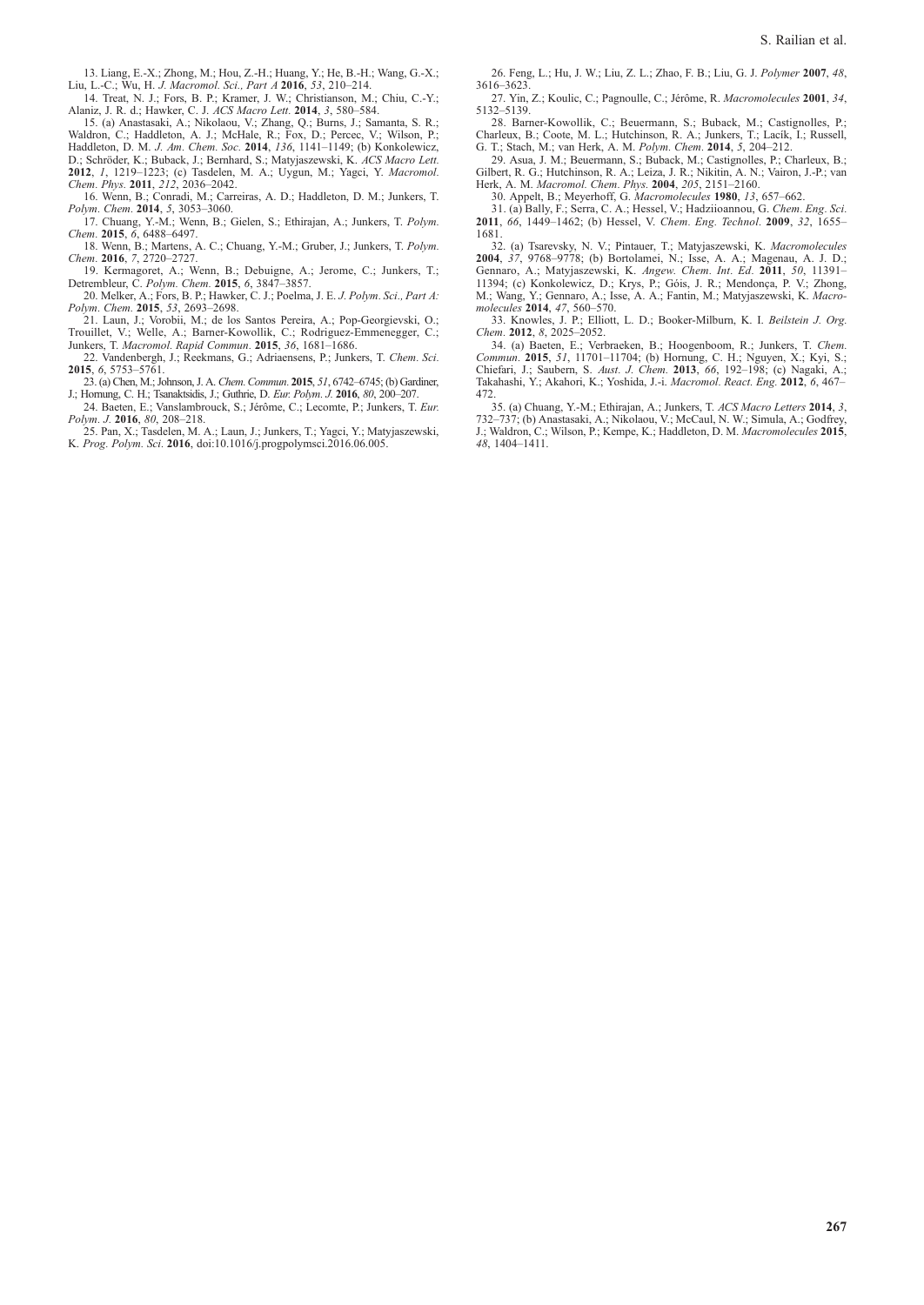13. Liang, E.-X.; Zhong, M.; Hou, Z.-H.; Huang, Y.; He, B.-H.; Wang, G.-X.; Liu, L.-C.; Wu, H. *J. Macromol. Sci., Part A* **2016**, *53*, 210–214.

14. Treat, N. J.; Fors, B. P.; Kramer, J. W.; Christianson, M.; Chiu, C.-Y.; Alaniz, J. R. d.; Hawker, C. J. *ACS Macro Lett.* **2014**, *3*, 580–584.

15. (a) Anastasaki, A.; Nikolaou, V.; Zhang, Q.; Burns, J.; Samanta, S. R.; Waldron, C.; Haddleton, A. J.; McHale, R.; Fox, D.; Percec, V.; Wilson, P.; Haddleton, D. M. *J. Am. Chem. Soc.* **2014**, *136*, 1141–1149; (b) Konkolewicz, D.; Schröder, K.; Buback, J.; Bernhard, S.; Matyjaszewski, K. *ACS Macro Lett.* **2012**, *1*, 1219–1223; (c) Tasdelen, M. A.; Uygun, M.; Yagci, Y. *Macromol. Chem. Phys.* **2011**, *212*, 2036–2042.

16. Wenn, B.; Conradi, M.; Carreiras, A. D.; Haddleton, D. M.; Junkers, T. *Polym. Chem.* **2014**, *5*, 3053–3060.

17. Chuang, Y.-M.; Wenn, B.; Gielen, S.; Ethirajan, A.; Junkers, T. *Polym. Chem.* **2015**, *6*, 6488–6497.

18. Wenn, B.; Martens, A. C.; Chuang, Y.-M.; Gruber, J.; Junkers, T. *Polym. Chem.* **2016**, *7*, 2720–2727.

19. Kermagoret, A.; Wenn, B.; Debuigne, A.; Jerome, C.; Junkers, T.; Detrembleur, C. *Polym. Chem.* **2015**, *6*, 3847–3857.

20. Melker, A.; Fors, B. P.; Hawker, C. J.; Poelma, J. E. *J. Polym. Sci., Part A: Polym. Chem.* **2015**, *53*, 2693–2698.

21. Laun, J.; Vorobii, M.; de los Santos Pereira, A.; Pop-Georgievski, O.; Trouillet, V.; Welle, A.; Barner-Kowollik, C.; Rodriguez-Emmenegger, C.; Junkers, T. *Macromol. Rapid Commun.* **2015**, *36*, 1681–1686.

22. Vandenbergh, J.; Reekmans, G.; Adriaensens, P.; Junkers, T. *Chem. Sci.* **2015**, *6*, 5753–5761.

23. (a) Chen, M.; Johnson, J. A. *Chem. Commun.* **2015**, *51*, 6742–6745; (b) Gardiner, J.; Hornung, C. H.; Tsanaktsidis, J.; Guthrie, D. *Eur. Polym. J.* **2016**, *80*, 200–207.

24. Baeten, E.; Vanslambrouck, S.; Jérôme, C.; Lecomte, P.; Junkers, T. *Eur. Polym. J.* **2016**, *80*, 208–218.

25. Pan, X.; Tasdelen, M. A.; Laun, J.; Junkers, T.; Yagci, Y.; Matyjaszewski, K. *Prog. Polym. Sci.* **2016**, doi:10.1016/j.progpolymsci.2016.06.005.

26. Feng, L.; Hu, J. W.; Liu, Z. L.; Zhao, F. B.; Liu, G. J. *Polymer* **2007**, *48*, 3616–3623.

27. Yin, Z.; Koulic, C.; Pagnoulle, C.; Jérôme, R. *Macromolecules* **2001**, *34*, 5132–5139.

28. Barner-Kowollik, C.; Beuermann, S.; Buback, M.; Castignolles, P.; Charleux, B.; Coote, M. L.; Hutchinson, R. A.; Junkers, T.; Lacík, I.; Russell, G. T.; Stach, M.; van Herk, A. M. *Polym. Chem.* **2014**, *5*, 204–212.

29. Asua, J. M.; Beuermann, S.; Buback, M.; Castignolles, P.; Charleux, B.; Gilbert, R. G.; Hutchinson, R. A.; Leiza, J. R.; Nikitin, A. N.; Vairon, J.-P.; van Herk, A. M. *Macromol. Chem. Phys.* **2004**, *205*, 2151–2160.

30. Appelt, B.; Meyerhoff, G. *Macromolecules* **1980**, *13*, 657–662.

31. (a) Bally, F.; Serra, C. A.; Hessel, V.; Hadziioannou, G. *Chem. Eng. Sci.* **2011**, *66*, 1449–1462; (b) Hessel, V. *Chem. Eng. Technol.* **2009**, *32*, 1655–1681.

32. (a) Tsarevsky, N. V.; Pintauer, T.; Matyjaszewski, K. *Macromolecules* **2004**, *37*, 9768–9778; (b) Bortolamei, N.; Isse, A. A.; Magenau, A. J. D.; Gennaro, A.; Matyjaszewski, K. *Angew. Chem. Int. Ed.* **2011**, *50*, 11391–11394; (c) Konkolewicz, D.; Krys, P.; Góis, J. R.; Mendonça, P. V.; Zhong, M.; Wang, Y.; Gennaro, A.; Isse, A. A.; Fantin, M.; Matyjaszewski, K. *Macromolecules* **2014**, *47*, 560–570.

33. Knowles, J. P.; Elliott, L. D.; Booker-Milburn, K. I. *Beilstein J. Org. Chem.* **2012**, *8*, 2025–2052.

34. (a) Baeten, E.; Verbraeken, B.; Hoogenboom, R.; Junkers, T. *Chem. Commun.* **2015**, *51*, 11701–11704; (b) Hornung, C. H.; Nguyen, X.; Kyi, S.; Chiefari, J.; Saubern, S. *Aust. J. Chem.* **2013**, *66*, 192–198; (c) Nagaki, A.; Takahashi, Y.; Akahori, K.; Yoshida, J.-i. *Macromol. React. Eng.* **2012**, *6*, 467–472.

35. (a) Chuang, Y.-M.; Ethirajan, A.; Junkers, T. *ACS Macro Letters* **2014**, *3*, 732–737; (b) Anastasaki, A.; Nikolaou, V.; McCaul, N. W.; Simula, A.; Godfrey, J.; Waldron, C.; Wilson, P.; Kempe, K.; Haddleton, D. M. *Macromolecules* **2015**, *48*, 1404–1411.